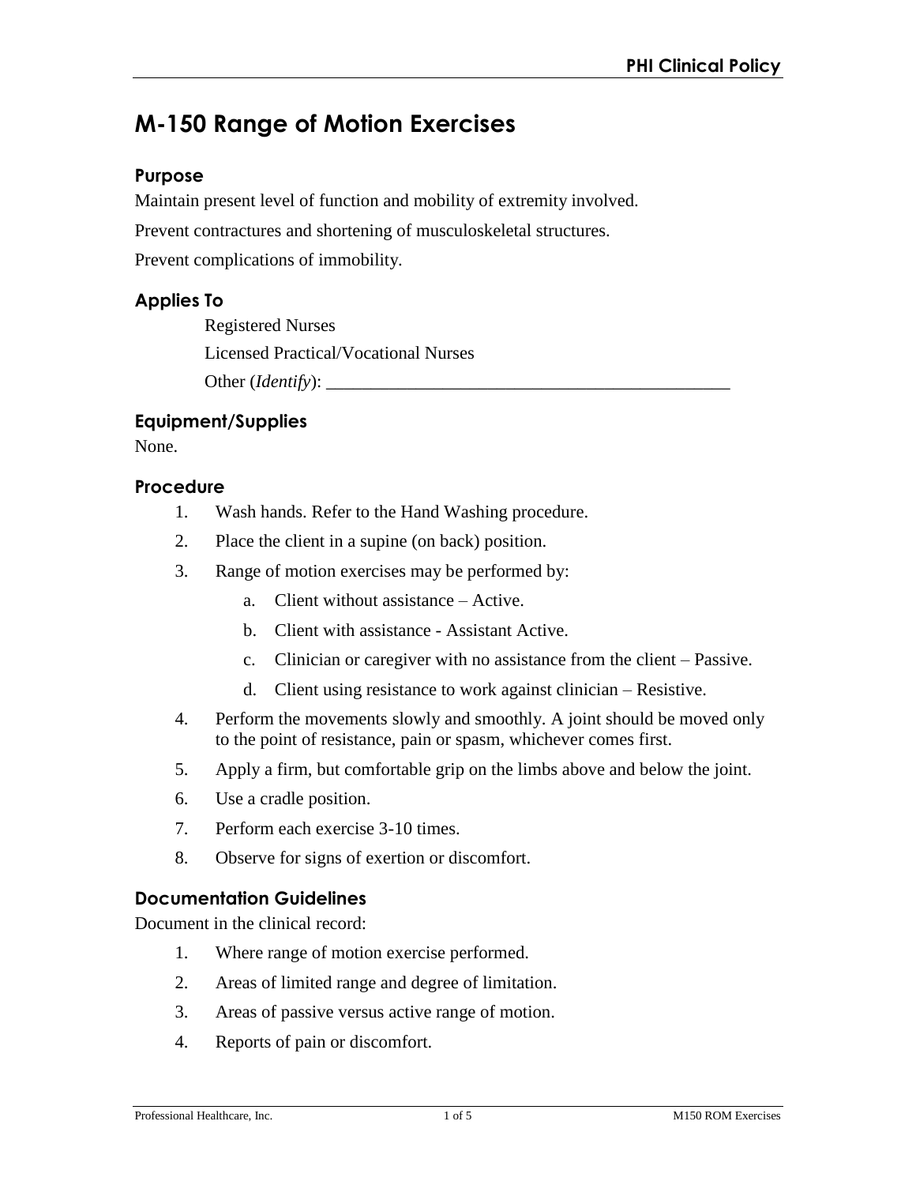# M-150 Range of Motion Exercises

## Purpose

Maintain present level of function and mobility of extremity involved.

Prevent contractures and shortening of musculoskeletal structures.

Prevent complications of immobility.

## Applies To

Registered Nurses

Licensed Practical/Vocational Nurses

Other (*Identify*): _______________________________________________

## Equipment/Supplies

None.

## Procedure

1. Wash hands. Refer to the Hand Washing procedure.
2. Place the client in a supine (on back) position.
3. Range of motion exercises may be performed by:
    a. Client without assistance – Active.
    b. Client with assistance - Assistant Active.
    c. Clinician or caregiver with no assistance from the client – Passive.
    d. Client using resistance to work against clinician – Resistive.
4. Perform the movements slowly and smoothly. A joint should be moved only to the point of resistance, pain or spasm, whichever comes first.
5. Apply a firm, but comfortable grip on the limbs above and below the joint.
6. Use a cradle position.
7. Perform each exercise 3-10 times.
8. Observe for signs of exertion or discomfort.

## Documentation Guidelines

Document in the clinical record:

1. Where range of motion exercise performed.
2. Areas of limited range and degree of limitation.
3. Areas of passive versus active range of motion.
4. Reports of pain or discomfort.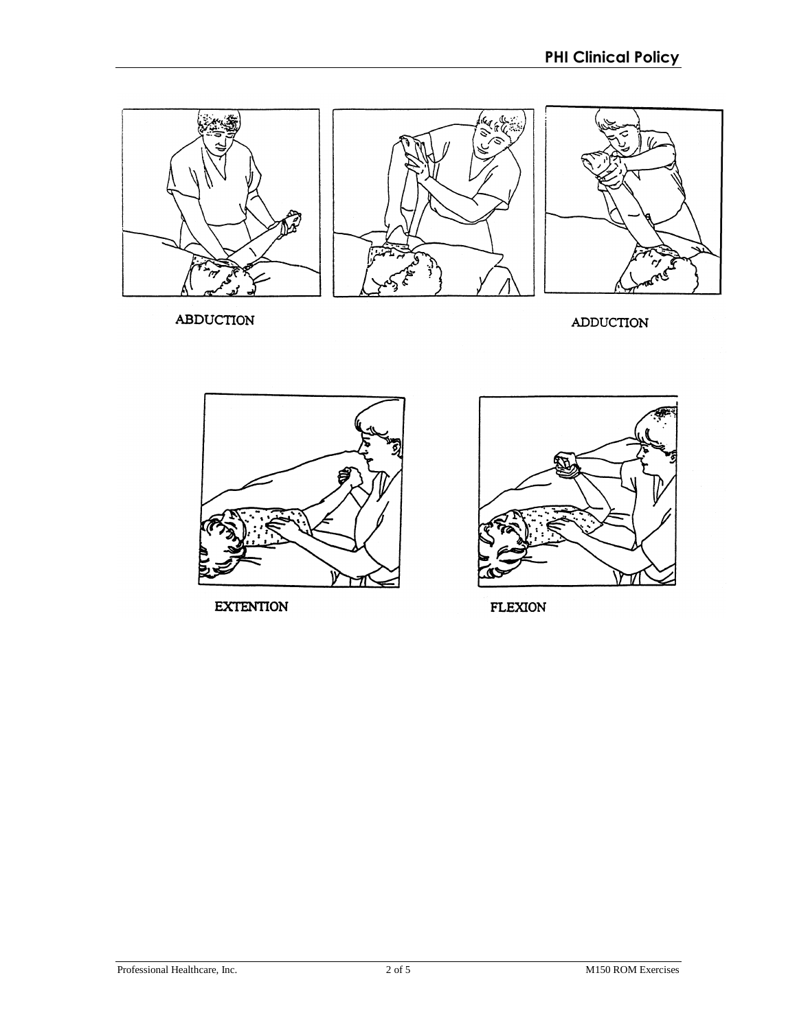ABDUCTION

ADDUCTION

EXTENTION

FLEXION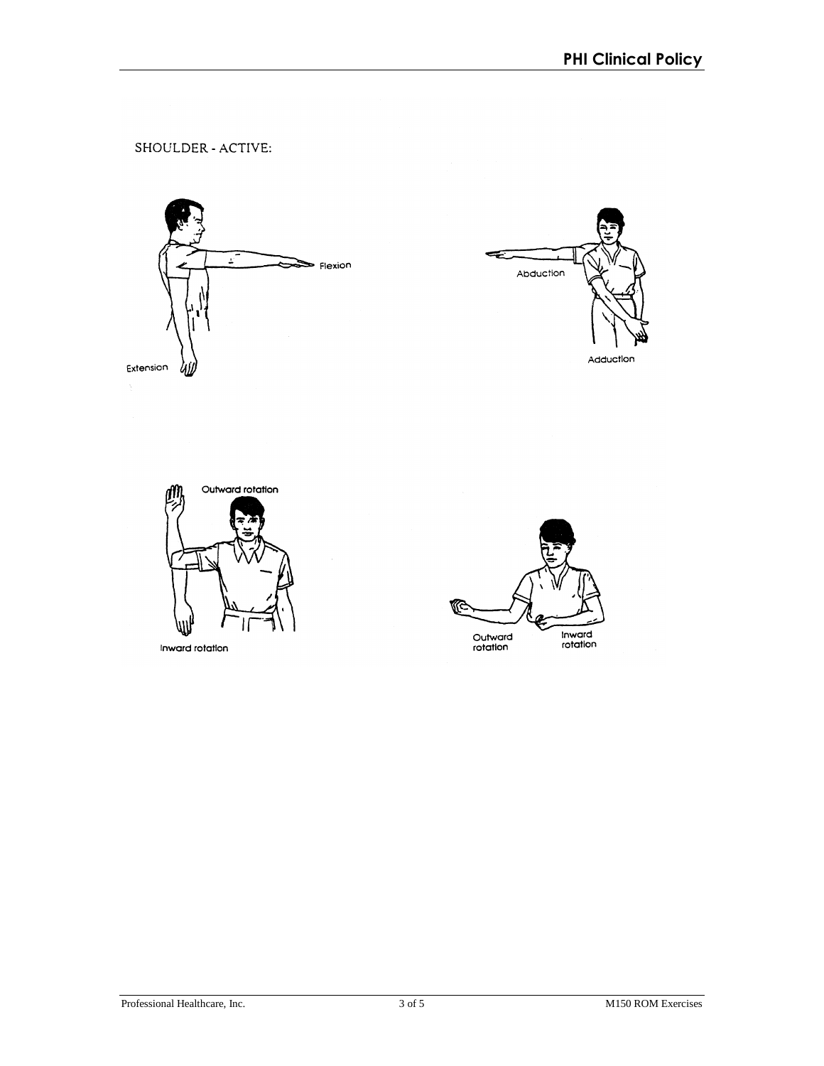SHOULDER - ACTIVE:

Flexion

Extension

Abduction

Adduction

Outward rotation

Inward rotation

Outward rotation

Inward rotation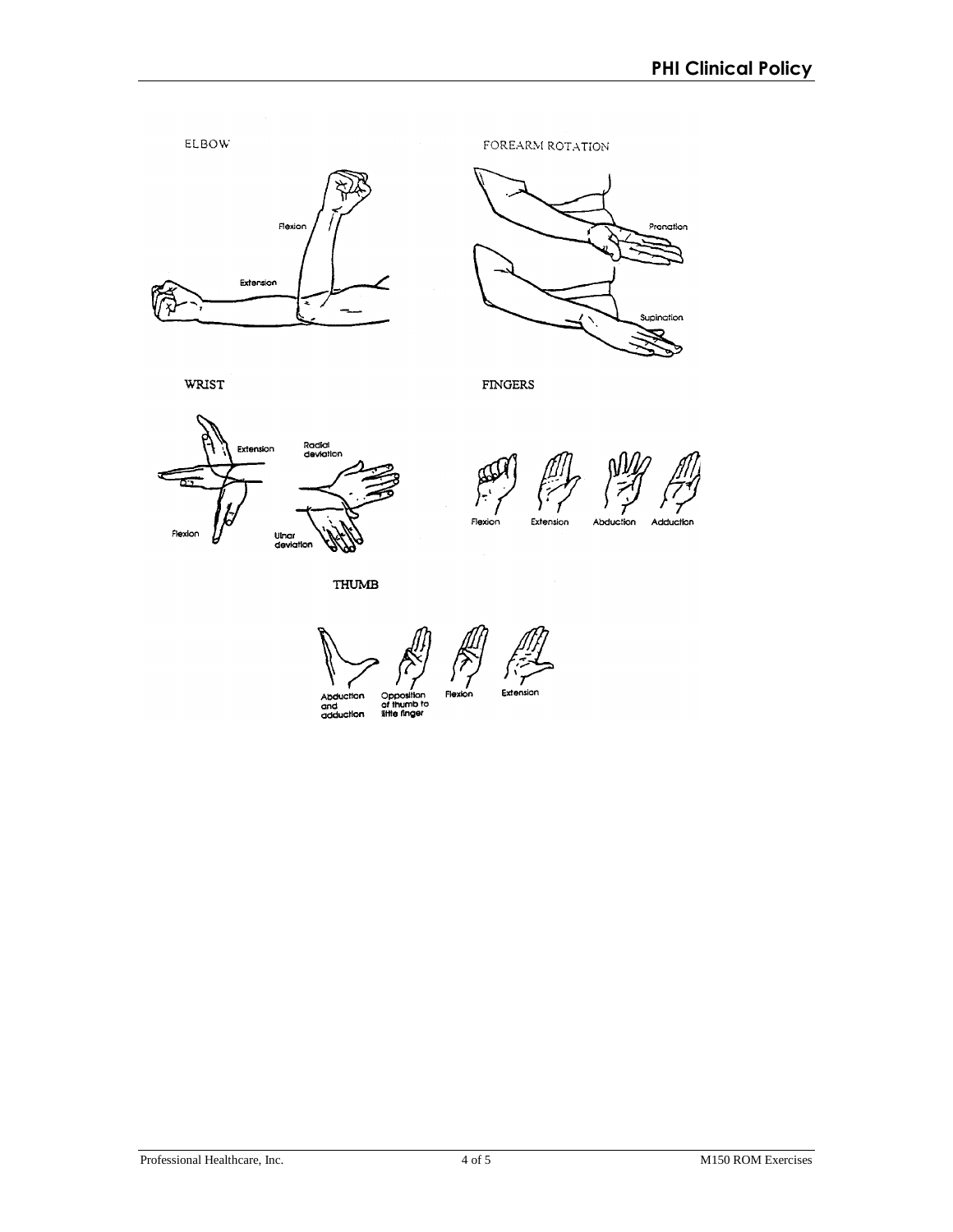ELBOW

Flexion

Extension

FOREARM ROTATION

Pronation

Supination

WRIST

Extension

Flexion

Radial deviation

Ulnar deviation

FINGERS

Flexion

Extension

Abduction

Adduction

THUMB

Abduction and adduction

Opposition of thumb to little finger

Flexion

Extension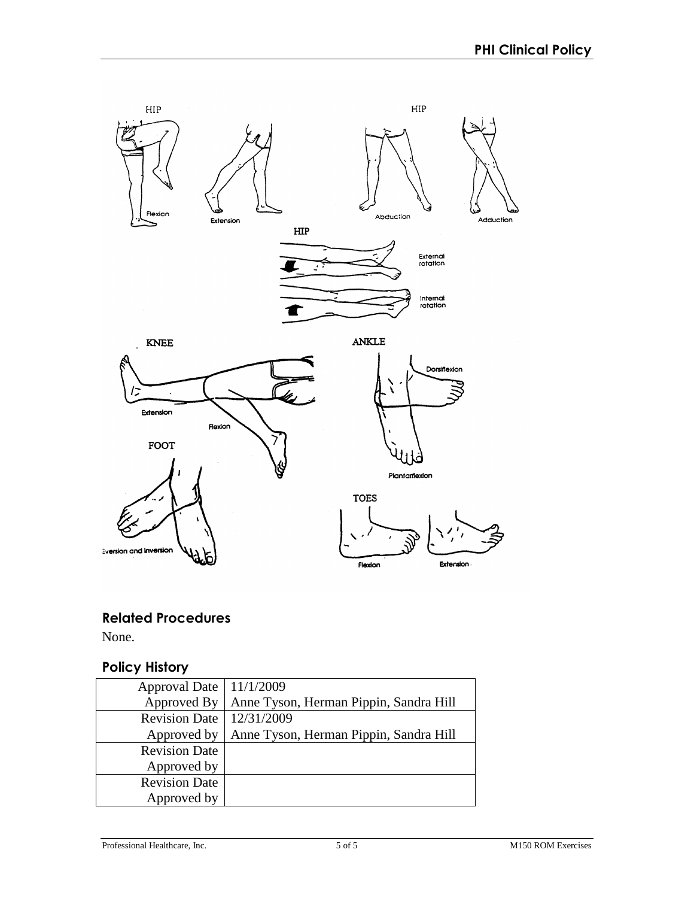HIP

Flexion

Extension

HIP

Abduction

Adduction

HIP

External rotation

Internal rotation

KNEE

Extension

Flexion

ANKLE

Dorsiflexion

Plantarflexion

FOOT

Eversion and Inversion

TOES

Flexion

Extension

## Related Procedures

None.

## Policy History

| | |
|---|---|
| Approval Date | 11/1/2009 |
| Approved By | Anne Tyson, Herman Pippin, Sandra Hill |
| Revision Date | 12/31/2009 |
| Approved by | Anne Tyson, Herman Pippin, Sandra Hill |
| Revision Date | |
| Approved by | |
| Revision Date | |
| Approved by | |